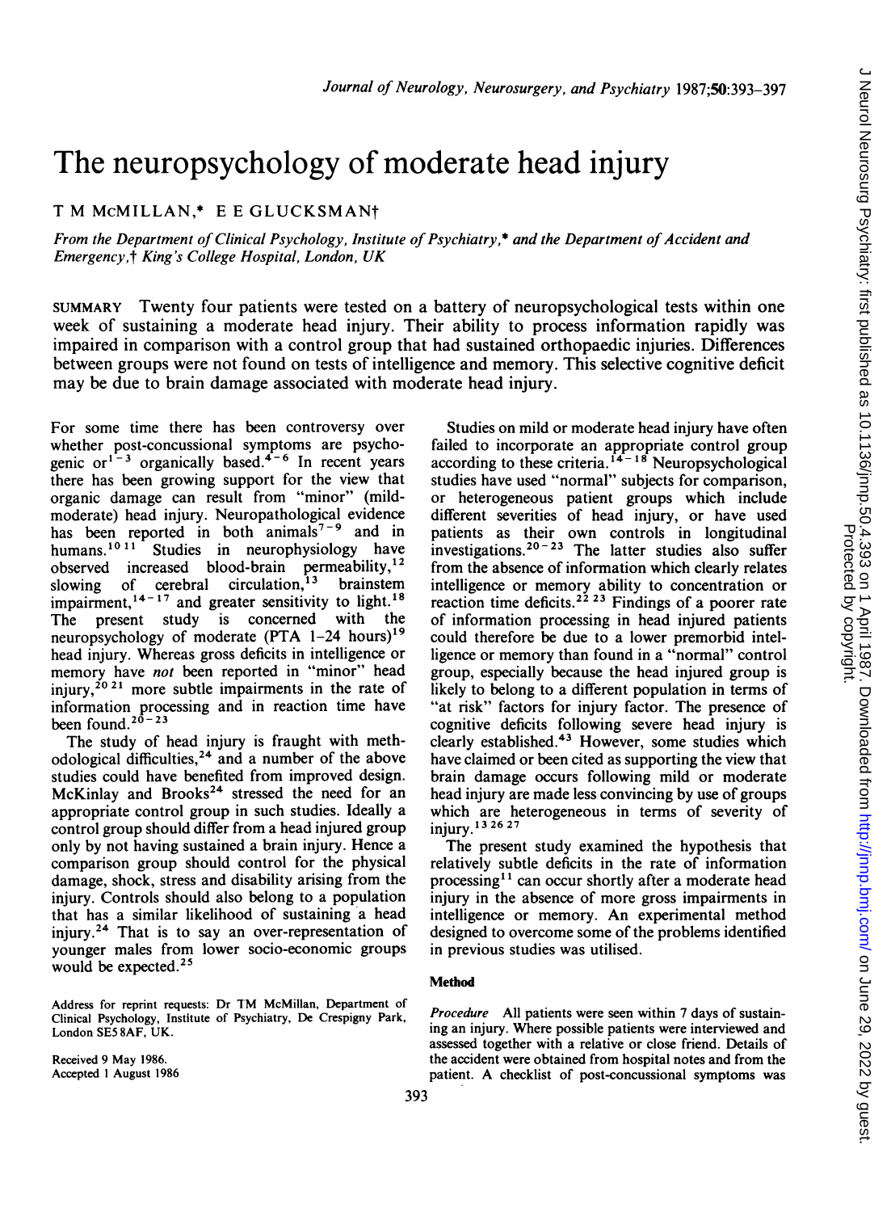# The neuropsychology of moderate head injury

T M McMillan,* E E Glucksman†

*From the Department of Clinical Psychology, Institute of Psychiatry,* and the Department of Accident and Emergency,† King's College Hospital, London, UK*

SUMMARY Twenty four patients were tested on a battery of neuropsychological tests within one week of sustaining a moderate head injury. Their ability to process information rapidly was impaired in comparison with a control group that had sustained orthopaedic injuries. Differences between groups were not found on tests of intelligence and memory. This selective cognitive deficit may be due to brain damage associated with moderate head injury.

For some time there has been controversy over whether post-concussional symptoms are psychogenic or[1-3] organically based.[4-6] In recent years there has been growing support for the view that organic damage can result from "minor" (mild-moderate) head injury. Neuropathological evidence has been reported in both animals[7-9] and in humans.[10 11] Studies in neurophysiology have observed increased blood-brain permeability,[12] slowing of cerebral circulation,[13] brainstem impairment,[14-17] and greater sensitivity to light.[18] The present study is concerned with the neuropsychology of moderate (PTA 1-24 hours)[19] head injury. Whereas gross deficits in intelligence or memory have *not* been reported in "minor" head injury,[20 21] more subtle impairments in the rate of information processing and in reaction time have been found.[20-23]

The study of head injury is fraught with methodological difficulties,[24] and a number of the above studies could have benefited from improved design. McKinlay and Brooks[24] stressed the need for an appropriate control group in such studies. Ideally a control group should differ from a head injured group only by not having sustained a brain injury. Hence a comparison group should control for the physical damage, shock, stress and disability arising from the injury. Controls should also belong to a population that has a similar likelihood of sustaining a head injury.[24] That is to say an over-representation of younger males from lower socio-economic groups would be expected.[25]

Studies on mild or moderate head injury have often failed to incorporate an appropriate control group according to these criteria.[14-18] Neuropsychological studies have used "normal" subjects for comparison, or heterogeneous patient groups which include different severities of head injury, or have used patients as their own controls in longitudinal investigations.[20-23] The latter studies also suffer from the absence of information which clearly relates intelligence or memory ability to concentration or reaction time deficits.[22 23] Findings of a poorer rate of information processing in head injured patients could therefore be due to a lower premorbid intelligence or memory than found in a "normal" control group, especially because the head injured group is likely to belong to a different population in terms of "at risk" factors for injury factor. The presence of cognitive deficits following severe head injury is clearly established.[43] However, some studies which have claimed or been cited as supporting the view that brain damage occurs following mild or moderate head injury are made less convincing by use of groups which are heterogeneous in terms of severity of injury.[13 26 27]

The present study examined the hypothesis that relatively subtle deficits in the rate of information processing[11] can occur shortly after a moderate head injury in the absence of more gross impairments in intelligence or memory. An experimental method designed to overcome some of the problems identified in previous studies was utilised.

## Method

*Procedure* All patients were seen within 7 days of sustaining an injury. Where possible patients were interviewed and assessed together with a relative or close friend. Details of the accident were obtained from hospital notes and from the patient. A checklist of post-concussional symptoms was

Address for reprint requests: Dr TM McMillan, Department of Clinical Psychology, Institute of Psychiatry, De Crespigny Park, London SE5 8AF, UK.

Received 9 May 1986.
Accepted 1 August 1986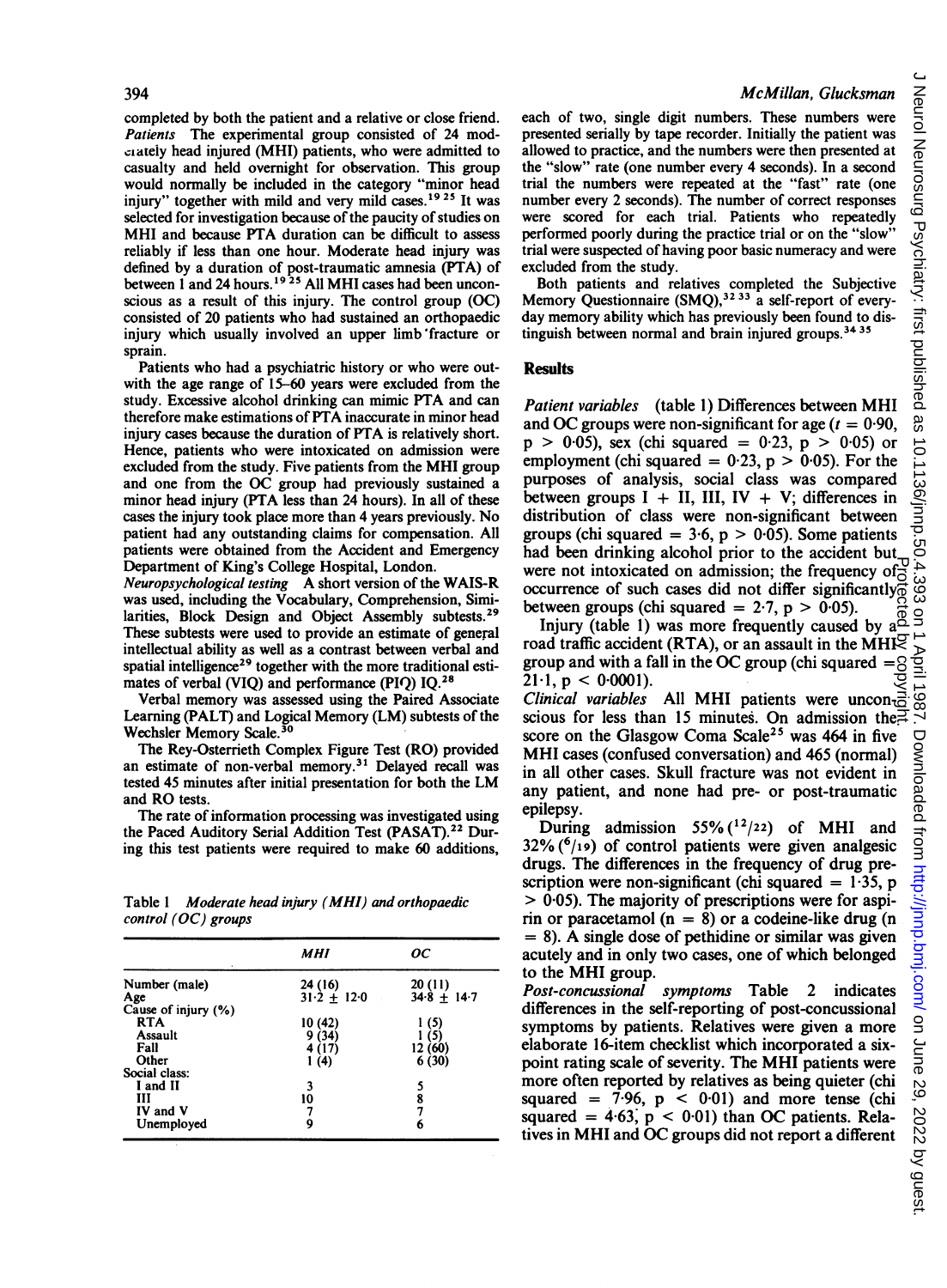completed by both the patient and a relative or close friend.

*Patients* The experimental group consisted of 24 moderately head injured (MHI) patients, who were admitted to casualty and held overnight for observation. This group would normally be included in the category "minor head injury" together with mild and very mild cases.[19 25] It was selected for investigation because of the paucity of studies on MHI and because PTA duration can be difficult to assess reliably if less than one hour. Moderate head injury was defined by a duration of post-traumatic amnesia (PTA) of between 1 and 24 hours.[19 25] All MHI cases had been unconscious as a result of this injury. The control group (OC) consisted of 20 patients who had sustained an orthopaedic injury which usually involved an upper limb fracture or sprain.

Patients who had a psychiatric history or who were outwith the age range of 15–60 years were excluded from the study. Excessive alcohol drinking can mimic PTA and can therefore make estimations of PTA inaccurate in minor head injury cases because the duration of PTA is relatively short. Hence, patients who were intoxicated on admission were excluded from the study. Five patients from the MHI group and one from the OC group had previously sustained a minor head injury (PTA less than 24 hours). In all of these cases the injury took place more than 4 years previously. No patient had any outstanding claims for compensation. All patients were obtained from the Accident and Emergency Department of King's College Hospital, London.

*Neuropsychological testing* A short version of the WAIS-R was used, including the Vocabulary, Comprehension, Similarities, Block Design and Object Assembly subtests.[29] These subtests were used to provide an estimate of general intellectual ability as well as a contrast between verbal and spatial intelligence[29] together with the more traditional estimates of verbal (VIQ) and performance (PIQ) IQ.[28]

Verbal memory was assessed using the Paired Associate Learning (PALT) and Logical Memory (LM) subtests of the Wechsler Memory Scale.[30]

The Rey-Osterrieth Complex Figure Test (RO) provided an estimate of non-verbal memory.[31] Delayed recall was tested 45 minutes after initial presentation for both the LM and RO tests.

The rate of information processing was investigated using the Paced Auditory Serial Addition Test (PASAT).[22] During this test patients were required to make 60 additions, each of two, single digit numbers. These numbers were presented serially by tape recorder. Initially the patient was allowed to practice, and the numbers were then presented at the "slow" rate (one number every 4 seconds). In a second trial the numbers were repeated at the "fast" rate (one number every 2 seconds). The number of correct responses were scored for each trial. Patients who repeatedly performed poorly during the practice trial or on the "slow" trial were suspected of having poor basic numeracy and were excluded from the study.

Both patients and relatives completed the Subjective Memory Questionnaire (SMQ),[32 33] a self-report of everyday memory ability which has previously been found to distinguish between normal and brain injured groups.[34 35]

Table 1 *Moderate head injury (MHI) and orthopaedic control (OC) groups*

| | *MHI* | *OC* |
|---|---|---|
| Number (male) | 24 (16) | 20 (11) |
| Age | 31·2 ± 12·0 | 34·8 ± 14·7 |
| Cause of injury (%) | | |
| RTA | 10 (42) | 1 (5) |
| Assault | 9 (34) | 1 (5) |
| Fall | 4 (17) | 12 (60) |
| Other | 1 (4) | 6 (30) |
| Social class: | | |
| I and II | 3 | 5 |
| III | 10 | 8 |
| IV and V | 7 | 7 |
| Unemployed | 9 | 6 |

## Results

*Patient variables* (table 1) Differences between MHI and OC groups were non-significant for age ($t = 0·90$, $p > 0·05$), sex (chi squared $= 0·23$, $p > 0·05$) or employment (chi squared $= 0·23$, $p > 0·05$). For the purposes of analysis, social class was compared between groups I + II, III, IV + V; differences in distribution of class were non-significant between groups (chi squared $= 3·6$, $p > 0·05$). Some patients had been drinking alcohol prior to the accident but were not intoxicated on admission; the frequency of occurrence of such cases did not differ significantly between groups (chi squared $= 2·7$, $p > 0·05$).

Injury (table 1) was more frequently caused by a road traffic accident (RTA), or an assault in the MHI group and with a fall in the OC group (chi squared $= 21·1$, $p < 0·0001$).

*Clinical variables* All MHI patients were unconscious for less than 15 minutes. On admission the score on the Glasgow Coma Scale[25] was 464 in five MHI cases (confused conversation) and 465 (normal) in all other cases. Skull fracture was not evident in any patient, and none had pre- or post-traumatic epilepsy.

During admission 55% (12/22) of MHI and 32% (6/19) of control patients were given analgesic drugs. The differences in the frequency of drug prescription were non-significant (chi squared $= 1·35$, $p > 0·05$). The majority of prescriptions were for aspirin or paracetamol ($n = 8$) or a codeine-like drug ($n = 8$). A single dose of pethidine or similar was given acutely and in only two cases, one of which belonged to the MHI group.

*Post-concussional symptoms* Table 2 indicates differences in the self-reporting of post-concussional symptoms by patients. Relatives were given a more elaborate 16-item checklist which incorporated a six-point rating scale of severity. The MHI patients were more often reported by relatives as being quieter (chi squared $= 7·96$, $p < 0·01$) and more tense (chi squared $= 4·63$, $p < 0·01$) than OC patients. Relatives in MHI and OC groups did not report a different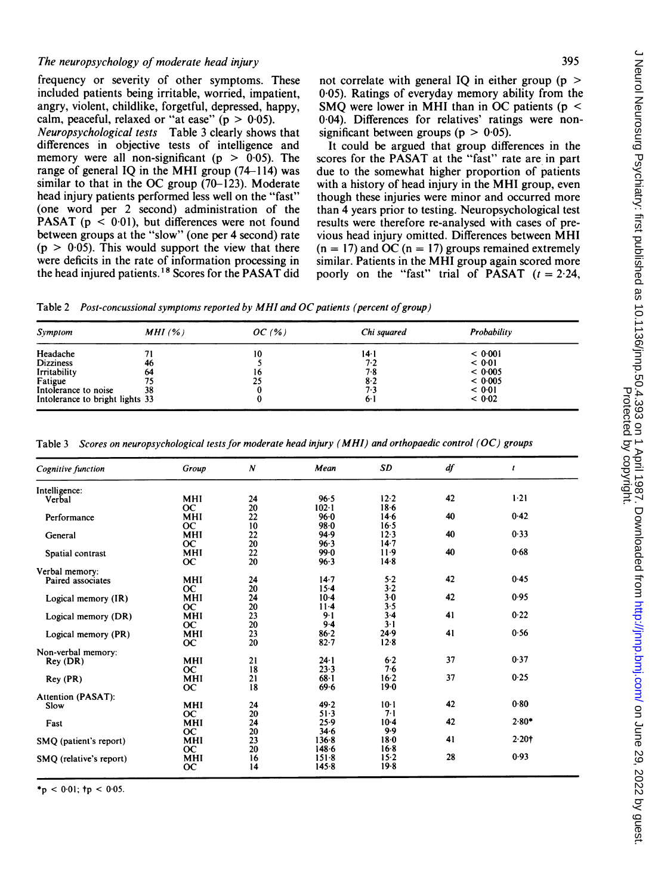frequency or severity of other symptoms. These included patients being irritable, worried, impatient, angry, violent, childlike, forgetful, depressed, happy, calm, peaceful, relaxed or "at ease" ($p > 0·05$).

*Neuropsychological tests* Table 3 clearly shows that differences in objective tests of intelligence and memory were all non-significant ($p > 0·05$). The range of general IQ in the MHI group (74–114) was similar to that in the OC group (70–123). Moderate head injury patients performed less well on the "fast" (one word per 2 second) administration of the PASAT ($p < 0·01$), but differences were not found between groups at the "slow" (one per 4 second) rate ($p > 0·05$). This would support the view that there were deficits in the rate of information processing in the head injured patients.[18] Scores for the PASAT did not correlate with general IQ in either group ($p > 0·05$). Ratings of everyday memory ability from the SMQ were lower in MHI than in OC patients ($p < 0·04$). Differences for relatives' ratings were non-significant between groups ($p > 0·05$).

It could be argued that group differences in the scores for the PASAT at the "fast" rate are in part due to the somewhat higher proportion of patients with a history of head injury in the MHI group, even though these injuries were minor and occurred more than 4 years prior to testing. Neuropsychological test results were therefore re-analysed with cases of previous head injury omitted. Differences between MHI (n = 17) and OC (n = 17) groups remained extremely similar. Patients in the MHI group again scored more poorly on the "fast" trial of PASAT ($t = 2·24$,

Table 2 *Post-concussional symptoms reported by MHI and OC patients (percent of group)*

| Symptom | MHI (%) | OC (%) | Chi squared | Probability |
|---|---|---|---|---|
| Headache | 71 | 10 | 14·1 | < 0·001 |
| Dizziness | 46 | 5 | 7·2 | < 0·01 |
| Irritability | 64 | 16 | 7·8 | < 0·005 |
| Fatigue | 75 | 25 | 8·2 | < 0·005 |
| Intolerance to noise | 38 | 0 | 7·3 | < 0·01 |
| Intolerance to bright lights | 33 | 0 | 6·1 | < 0·02 |

Table 3 *Scores on neuropsychological tests for moderate head injury (MHI) and orthopaedic control (OC) groups*

| Cognitive function | Group | N | Mean | SD | df | t |
|---|---|---|---|---|---|---|
| Intelligence: | | | | | | |
| Verbal | MHI | 24 | 96·5 | 12·2 | 42 | 1·21 |
| | OC | 20 | 102·1 | 18·6 | | |
| Performance | MHI | 22 | 96·0 | 14·6 | 40 | 0·42 |
| | OC | 10 | 98·0 | 16·5 | | |
| General | MHI | 22 | 94·9 | 12·3 | 40 | 0·33 |
| | OC | 20 | 96·3 | 14·7 | | |
| Spatial contrast | MHI | 22 | 99·0 | 11·9 | 40 | 0·68 |
| | OC | 20 | 96·3 | 14·8 | | |
| Verbal memory: | | | | | | |
| Paired associates | MHI | 24 | 14·7 | 5·2 | 42 | 0·45 |
| | OC | 20 | 15·4 | 3·2 | | |
| Logical memory (IR) | MHI | 24 | 10·4 | 3·0 | 42 | 0·95 |
| | OC | 20 | 11·4 | 3·5 | | |
| Logical memory (DR) | MHI | 23 | 9·1 | 3·4 | 41 | 0·22 |
| | OC | 20 | 9·4 | 3·1 | | |
| Logical memory (PR) | MHI | 23 | 86·2 | 24·9 | 41 | 0·56 |
| | OC | 20 | 82·7 | 12·8 | | |
| Non-verbal memory: | | | | | | |
| Rey (DR) | MHI | 21 | 24·1 | 6·2 | 37 | 0·37 |
| | OC | 18 | 23·3 | 7·6 | | |
| Rey (PR) | MHI | 21 | 68·1 | 16·2 | 37 | 0·25 |
| | OC | 18 | 69·6 | 19·0 | | |
| Attention (PASAT): | | | | | | |
| Slow | MHI | 24 | 49·2 | 10·1 | 42 | 0·80 |
| | OC | 20 | 51·3 | 7·1 | | |
| Fast | MHI | 24 | 25·9 | 10·4 | 42 | 2·80* |
| | OC | 20 | 34·6 | 9·9 | | |
| SMQ (patient's report) | MHI | 23 | 136·8 | 18·0 | 41 | 2·20† |
| | OC | 20 | 148·6 | 16·8 | | |
| SMQ (relative's report) | MHI | 16 | 151·8 | 15·2 | 28 | 0·93 |
| | OC | 14 | 145·8 | 19·8 | | |

*$p < 0·01$; †$p < 0·05$.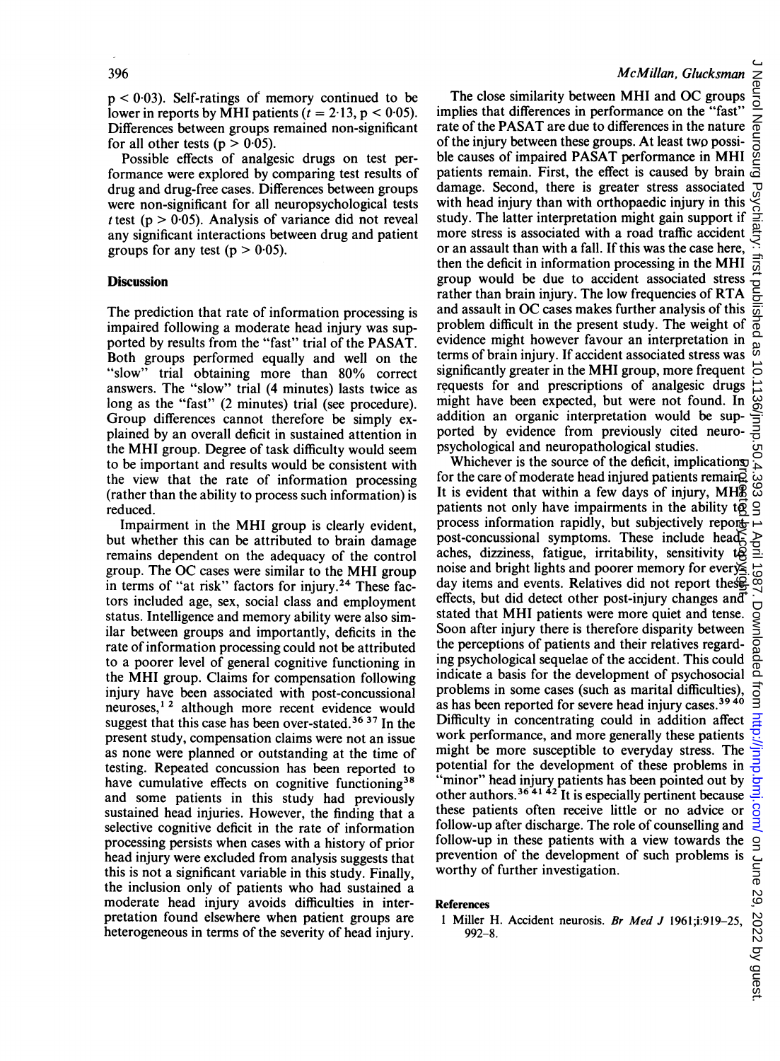$p < 0.03$). Self-ratings of memory continued to be lower in reports by MHI patients ($t = 2.13$, $p < 0.05$). Differences between groups remained non-significant for all other tests ($p > 0.05$).

Possible effects of analgesic drugs on test performance were explored by comparing test results of drug and drug-free cases. Differences between groups were non-significant for all neuropsychological tests $t$ test ($p > 0.05$). Analysis of variance did not reveal any significant interactions between drug and patient groups for any test ($p > 0.05$).

## Discussion

The prediction that rate of information processing is impaired following a moderate head injury was supported by results from the "fast" trial of the PASAT. Both groups performed equally and well on the "slow" trial obtaining more than 80% correct answers. The "slow" trial (4 minutes) lasts twice as long as the "fast" (2 minutes) trial (see procedure). Group differences cannot therefore be simply explained by an overall deficit in sustained attention in the MHI group. Degree of task difficulty would seem to be important and results would be consistent with the view that the rate of information processing (rather than the ability to process such information) is reduced.

Impairment in the MHI group is clearly evident, but whether this can be attributed to brain damage remains dependent on the adequacy of the control group. The OC cases were similar to the MHI group in terms of "at risk" factors for injury.[24] These factors included age, sex, social class and employment status. Intelligence and memory ability were also similar between groups and importantly, deficits in the rate of information processing could not be attributed to a poorer level of general cognitive functioning in the MHI group. Claims for compensation following injury have been associated with post-concussional neuroses,[1,2] although more recent evidence would suggest that this case has been over-stated.[36,37] In the present study, compensation claims were not an issue as none were planned or outstanding at the time of testing. Repeated concussion has been reported to have cumulative effects on cognitive functioning[38] and some patients in this study had previously sustained head injuries. However, the finding that a selective cognitive deficit in the rate of information processing persists when cases with a history of prior head injury were excluded from analysis suggests that this is not a significant variable in this study. Finally, the inclusion only of patients who had sustained a moderate head injury avoids difficulties in interpretation found elsewhere when patient groups are heterogeneous in terms of the severity of head injury.

The close similarity between MHI and OC groups implies that differences in performance on the "fast" rate of the PASAT are due to differences in the nature of the injury between these groups. At least two possible causes of impaired PASAT performance in MHI patients remain. First, the effect is caused by brain damage. Second, there is greater stress associated with head injury than with orthopaedic injury in this study. The latter interpretation might gain support if more stress is associated with a road traffic accident or an assault than with a fall. If this was the case here, then the deficit in information processing in the MHI group would be due to accident associated stress rather than brain injury. The low frequencies of RTA and assault in OC cases makes further analysis of this problem difficult in the present study. The weight of evidence might however favour an interpretation in terms of brain injury. If accident associated stress was significantly greater in the MHI group, more frequent requests for and prescriptions of analgesic drugs might have been expected, but were not found. In addition an organic interpretation would be supported by evidence from previously cited neuropsychological and neuropathological studies.

Whichever is the source of the deficit, implications for the care of moderate head injured patients remain. It is evident that within a few days of injury, MHI patients not only have impairments in the ability to process information rapidly, but subjectively report post-concussional symptoms. These include headaches, dizziness, fatigue, irritability, sensitivity to noise and bright lights and poorer memory for everyday items and events. Relatives did not report these effects, but did detect other post-injury changes and stated that MHI patients were more quiet and tense. Soon after injury there is therefore disparity between the perceptions of patients and their relatives regarding psychological sequelae of the accident. This could indicate a basis for the development of psychosocial problems in some cases (such as marital difficulties), as has been reported for severe head injury cases.[39,40] Difficulty in concentrating could in addition affect work performance, and more generally these patients might be more susceptible to everyday stress. The potential for the development of these problems in "minor" head injury patients has been pointed out by other authors.[36,41,42] It is especially pertinent because these patients often receive little or no advice or follow-up after discharge. The role of counselling and follow-up in these patients with a view towards the prevention of the development of such problems is worthy of further investigation.

## References

1 Miller H. Accident neurosis. *Br Med J* 1961;i:919–25, 992–8.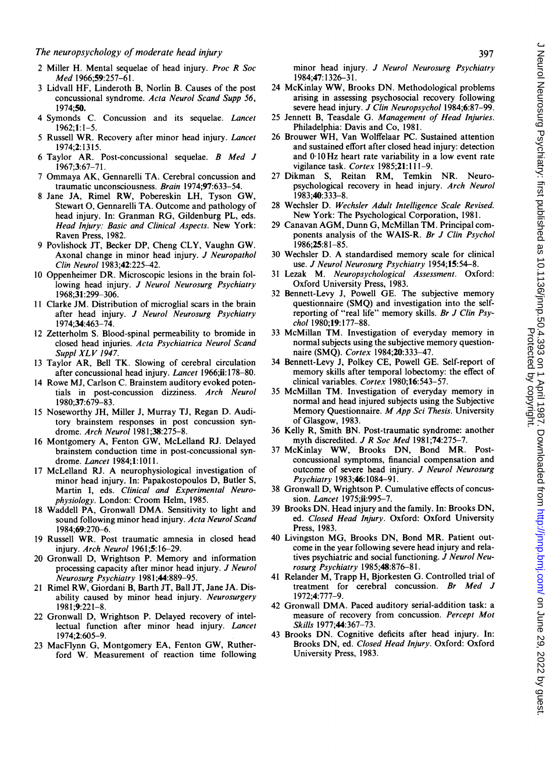2 Miller H. Mental sequelae of head injury. *Proc R Soc Med* 1966;**59**:257–61.
3 Lidvall HF, Linderoth B, Norlin B. Causes of the post concussional syndrome. *Acta Neurol Scand Supp 56*, 1974;**50.**
4 Symonds C. Concussion and its sequelae. *Lancet* 1962;**1**:1–5.
5 Russell WR. Recovery after minor head injury. *Lancet* 1974;**2**:1315.
6 Taylor AR. Post-concussional sequelae. *B Med J* 1967;**3**:67–71.
7 Ommaya AK, Gennarelli TA. Cerebral concussion and traumatic unconsciousness. *Brain* 1974;**97**:633–54.
8 Jane JA, Rimel RW, Pobereskin LH, Tyson GW, Stewart O, Gennarelli TA. Outcome and pathology of head injury. In: Granman RG, Gildenburg PL, eds. *Head Injury: Basic and Clinical Aspects*. New York: Raven Press, 1982.
9 Povlishock JT, Becker DP, Cheng CLY, Vaughn GW. Axonal change in minor head injury. *J Neuropathol Clin Neurol* 1983;**42**:225–42.
10 Oppenheimer DR. Microscopic lesions in the brain following head injury. *J Neurol Neurosurg Psychiatry* 1968;**31**:299–306.
11 Clarke JM. Distribution of microglial scars in the brain after head injury. *J Neurol Neurosurg Psychiatry* 1974;**34**:463–74.
12 Zetterholm S. Blood-spinal permeability to bromide in closed head injuries. *Acta Psychiatrica Neurol Scand Suppl XLV 1947.*
13 Taylor AR, Bell TK. Slowing of cerebral circulation after concussional head injury. *Lancet* 1966;**ii**:178–80.
14 Rowe MJ, Carlson C. Brainstem auditory evoked potentials in post-concussion dizziness. *Arch Neurol* 1980;**37**:679–83.
15 Noseworthy JH, Miller J, Murray TJ, Regan D. Auditory brainstem responses in post concussion syndrome. *Arch Neurol* 1981;**38**:275–8.
16 Montgomery A, Fenton GW, McLelland RJ. Delayed brainstem conduction time in post-concussional syndrome. *Lancet* 1984;**1**:1011.
17 McLelland RJ. A neurophysiological investigation of minor head injury. In: Papakostopoulos D, Butler S, Martin I, eds. *Clinical and Experimental Neurophysiology*. London: Croom Helm, 1985.
18 Waddell PA, Gronwall DMA. Sensitivity to light and sound following minor head injury. *Acta Neurol Scand* 1984;**69**:270–6.
19 Russell WR. Post traumatic amnesia in closed head injury. *Arch Neurol* 1961;**5**:16–29.
20 Gronwall D, Wrightson P. Memory and information processing capacity after minor head injury. *J Neurol Neurosurg Psychiatry* 1981;**44**:889–95.
21 Rimel RW, Giordani B, Barth JT, Ball JT, Jane JA. Disability caused by minor head injury. *Neurosurgery* 1981;**9**:221–8.
22 Gronwall D, Wrightson P. Delayed recovery of intellectual function after minor head injury. *Lancet* 1974;**2**:605–9.
23 MacFlynn G, Montgomery EA, Fenton GW, Rutherford W. Measurement of reaction time following minor head injury. *J Neurol Neurosurg Psychiatry* 1984;**47**:1326–31.
24 McKinlay WW, Brooks DN. Methodological problems arising in assessing psychosocial recovery following severe head injury. *J Clin Neuropsychol* 1984;**6**:87–99.
25 Jennett B, Teasdale G. *Management of Head Injuries*. Philadelphia: Davis and Co, 1981.
26 Brouwer WH, Van Wolffelaar PC. Sustained attention and sustained effort after closed head injury: detection and 0·10 Hz heart rate variability in a low event rate vigilance task. *Cortex* 1985;**21**:111–9.
27 Dikman S, Reitan RM, Temkin NR. Neuropsychological recovery in head injury. *Arch Neurol* 1983;**40**:333–8.
28 Wechsler D. *Wechsler Adult Intelligence Scale Revised*. New York: The Psychological Corporation, 1981.
29 Canavan AGM, Dunn G, McMillan TM. Principal components analysis of the WAIS-R. *Br J Clin Psychol* 1986;**25**:81–85.
30 Wechsler D. A standardised memory scale for clinical use. *J Neurol Neurosurg Psychiatry* 1954;**15**:54–8.
31 Lezak M. *Neuropsychological Assessment*. Oxford: Oxford University Press, 1983.
32 Bennett-Levy J, Powell GE. The subjective memory questionnaire (SMQ) and investigation into the self-reporting of "real life" memory skills. *Br J Clin Psychol* 1980;**19**:177–88.
33 McMillan TM. Investigation of everyday memory in normal subjects using the subjective memory questionnaire (SMQ). *Cortex* 1984;**20**:333–47.
34 Bennett-Levy J, Polkey CE, Powell GE. Self-report of memory skills after temporal lobectomy: the effect of clinical variables. *Cortex* 1980;**16**:543–57.
35 McMillan TM. Investigation of everyday memory in normal and head injured subjects using the Subjective Memory Questionnaire. *M App Sci Thesis*. University of Glasgow, 1983.
36 Kelly R, Smith BN. Post-traumatic syndrome: another myth discredited. *J R Soc Med* 1981;**74**:275–7.
37 McKinlay WW, Brooks DN, Bond MR. Post-concussional symptoms, financial compensation and outcome of severe head injury. *J Neurol Neurosurg Psychiatry* 1983;**46**:1084–91.
38 Gronwall D, Wrightson P. Cumulative effects of concussion. *Lancet* 1975;**ii**:995–7.
39 Brooks DN. Head injury and the family. In: Brooks DN, ed. *Closed Head Injury*. Oxford: Oxford University Press, 1983.
40 Livingston MG, Brooks DN, Bond MR. Patient outcome in the year following severe head injury and relatives psychiatric and social functioning. *J Neurol Neurosurg Psychiatry* 1985;**48**:876–81.
41 Relander M, Trapp H, Bjorkesten G. Controlled trial of treatment for cerebral concussion. *Br Med J* 1972;**4**:777–9.
42 Gronwall DMA. Paced auditory serial-addition task: a measure of recovery from concussion. *Percept Mot Skills* 1977;**44**:367–73.
43 Brooks DN. Cognitive deficits after head injury. In: Brooks DN, ed. *Closed Head Injury*. Oxford: Oxford University Press, 1983.